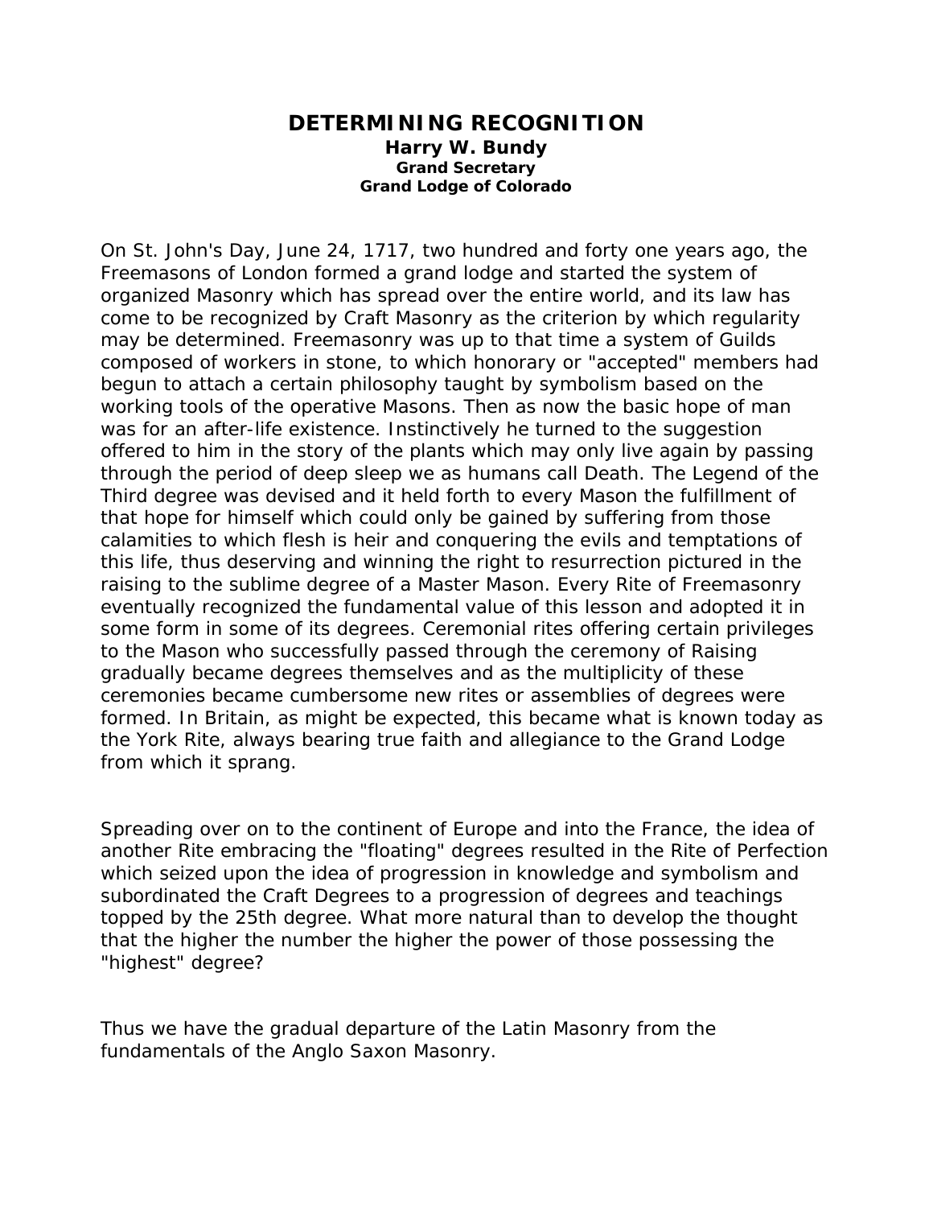# DETERMINING RECOGNITION

**Harry W. Bundy**
**Grand Secretary**
**Grand Lodge of Colorado**

On St. John's Day, June 24, 1717, two hundred and forty one years ago, the Freemasons of London formed a grand lodge and started the system of organized Masonry which has spread over the entire world, and its law has come to be recognized by Craft Masonry as the criterion by which regularity may be determined. Freemasonry was up to that time a system of Guilds composed of workers in stone, to which honorary or "accepted" members had begun to attach a certain philosophy taught by symbolism based on the working tools of the operative Masons. Then as now the basic hope of man was for an after-life existence. Instinctively he turned to the suggestion offered to him in the story of the plants which may only live again by passing through the period of deep sleep we as humans call Death. The Legend of the Third degree was devised and it held forth to every Mason the fulfillment of that hope for himself which could only be gained by suffering from those calamities to which flesh is heir and conquering the evils and temptations of this life, thus deserving and winning the right to resurrection pictured in the raising to the sublime degree of a Master Mason. Every Rite of Freemasonry eventually recognized the fundamental value of this lesson and adopted it in some form in some of its degrees. Ceremonial rites offering certain privileges to the Mason who successfully passed through the ceremony of Raising gradually became degrees themselves and as the multiplicity of these ceremonies became cumbersome new rites or assemblies of degrees were formed. In Britain, as might be expected, this became what is known today as the York Rite, always bearing true faith and allegiance to the Grand Lodge from which it sprang.

Spreading over on to the continent of Europe and into the France, the idea of another Rite embracing the "floating" degrees resulted in the Rite of Perfection which seized upon the idea of progression in knowledge and symbolism and subordinated the Craft Degrees to a progression of degrees and teachings topped by the 25th degree. What more natural than to develop the thought that the higher the number the higher the power of those possessing the "highest" degree?

Thus we have the gradual departure of the Latin Masonry from the fundamentals of the Anglo Saxon Masonry.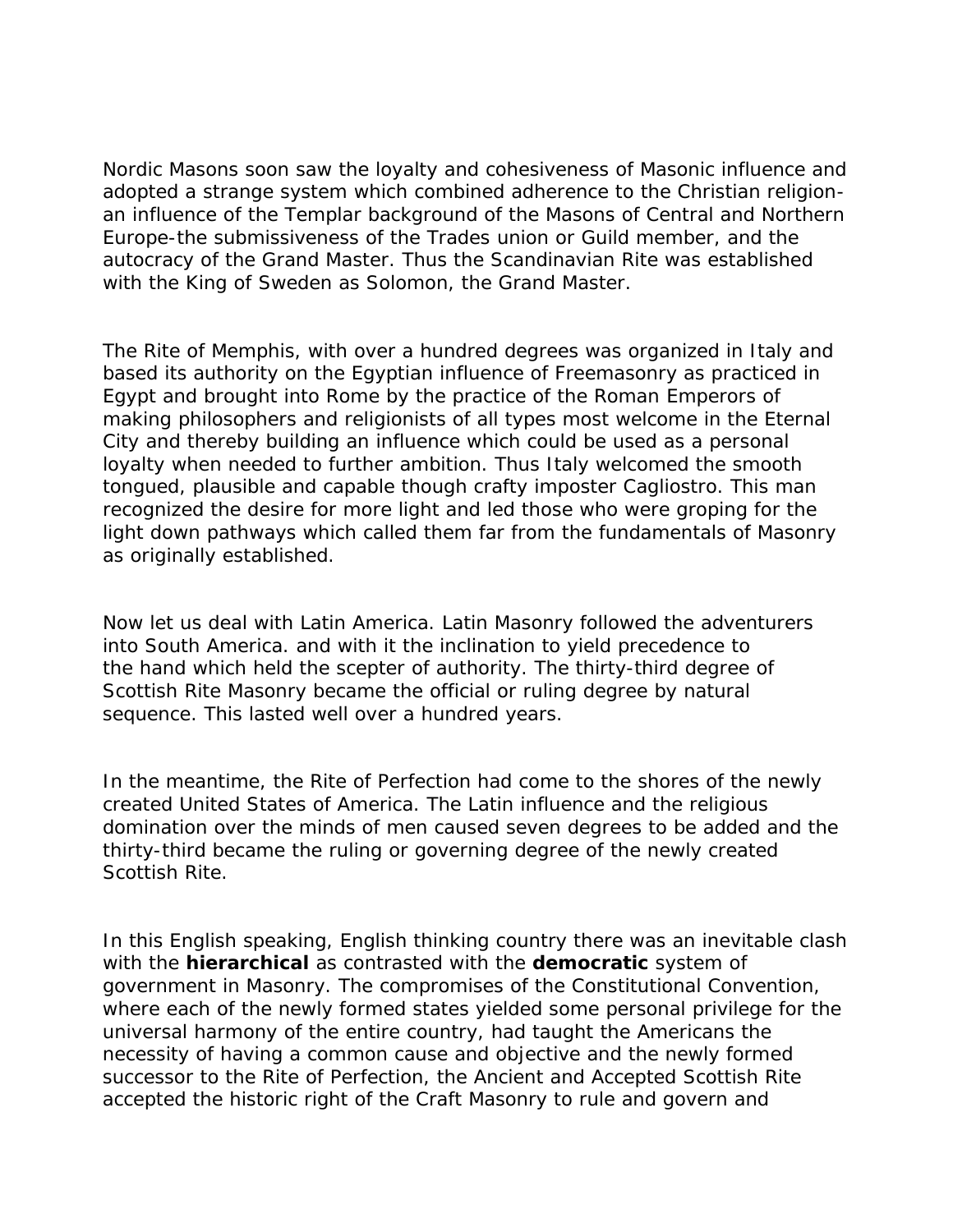Nordic Masons soon saw the loyalty and cohesiveness of Masonic influence and adopted a strange system which combined adherence to the Christian religion-an influence of the Templar background of the Masons of Central and Northern Europe-the submissiveness of the Trades union or Guild member, and the autocracy of the Grand Master. Thus the Scandinavian Rite was established with the King of Sweden as Solomon, the Grand Master.

The Rite of Memphis, with over a hundred degrees was organized in Italy and based its authority on the Egyptian influence of Freemasonry as practiced in Egypt and brought into Rome by the practice of the Roman Emperors of making philosophers and religionists of all types most welcome in the Eternal City and thereby building an influence which could be used as a personal loyalty when needed to further ambition. Thus Italy welcomed the smooth tongued, plausible and capable though crafty imposter Cagliostro. This man recognized the desire for more light and led those who were groping for the light down pathways which called them far from the fundamentals of Masonry as originally established.

Now let us deal with Latin America. Latin Masonry followed the adventurers into South America. and with it the inclination to yield precedence to the hand which held the scepter of authority. The thirty-third degree of Scottish Rite Masonry became the official or ruling degree by natural sequence. This lasted well over a hundred years.

In the meantime, the Rite of Perfection had come to the shores of the newly created United States of America. The Latin influence and the religious domination over the minds of men caused seven degrees to be added and the thirty-third became the ruling or governing degree of the newly created Scottish Rite.

In this English speaking, English thinking country there was an inevitable clash with the **hierarchical** as contrasted with the **democratic** system of government in Masonry. The compromises of the Constitutional Convention, where each of the newly formed states yielded some personal privilege for the universal harmony of the entire country, had taught the Americans the necessity of having a common cause and objective and the newly formed successor to the Rite of Perfection, the Ancient and Accepted Scottish Rite accepted the historic right of the Craft Masonry to rule and govern and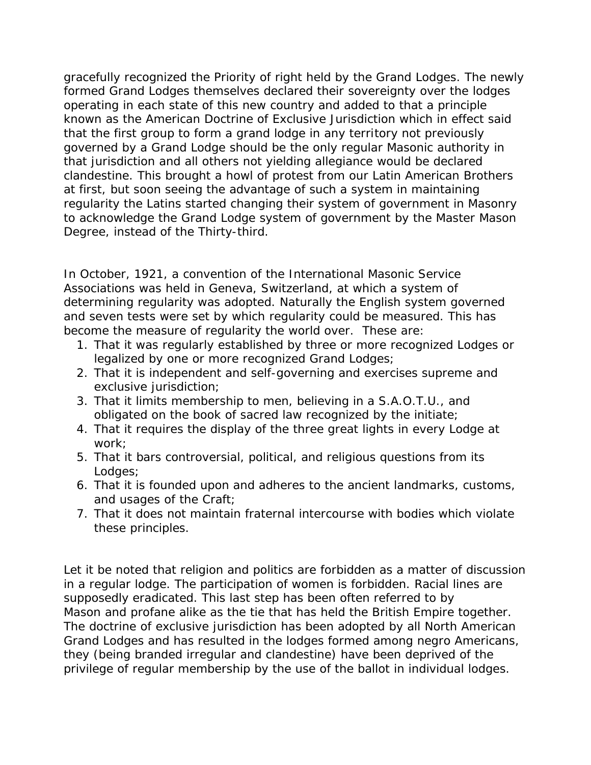gracefully recognized the Priority of right held by the Grand Lodges. The newly formed Grand Lodges themselves declared their sovereignty over the lodges operating in each state of this new country and added to that a principle known as the American Doctrine of Exclusive Jurisdiction which in effect said that the first group to form a grand lodge in any territory not previously governed by a Grand Lodge should be the only regular Masonic authority in that jurisdiction and all others not yielding allegiance would be declared clandestine. This brought a howl of protest from our Latin American Brothers at first, but soon seeing the advantage of such a system in maintaining regularity the Latins started changing their system of government in Masonry to acknowledge the Grand Lodge system of government by the Master Mason Degree, instead of the Thirty-third.

In October, 1921, a convention of the International Masonic Service Associations was held in Geneva, Switzerland, at which a system of determining regularity was adopted. Naturally the English system governed and seven tests were set by which regularity could be measured. This has become the measure of regularity the world over. These are:

1. That it was regularly established by three or more recognized Lodges or legalized by one or more recognized Grand Lodges;
2. That it is independent and self-governing and exercises supreme and exclusive jurisdiction;
3. That it limits membership to men, believing in a S.A.O.T.U., and obligated on the book of sacred law recognized by the initiate;
4. That it requires the display of the three great lights in every Lodge at work;
5. That it bars controversial, political, and religious questions from its Lodges;
6. That it is founded upon and adheres to the ancient landmarks, customs, and usages of the Craft;
7. That it does not maintain fraternal intercourse with bodies which violate these principles.

Let it be noted that religion and politics are forbidden as a matter of discussion in a regular lodge. The participation of women is forbidden. Racial lines are supposedly eradicated. This last step has been often referred to by Mason and profane alike as the tie that has held the British Empire together. The doctrine of exclusive jurisdiction has been adopted by all North American Grand Lodges and has resulted in the lodges formed among negro Americans, they (being branded irregular and clandestine) have been deprived of the privilege of regular membership by the use of the ballot in individual lodges.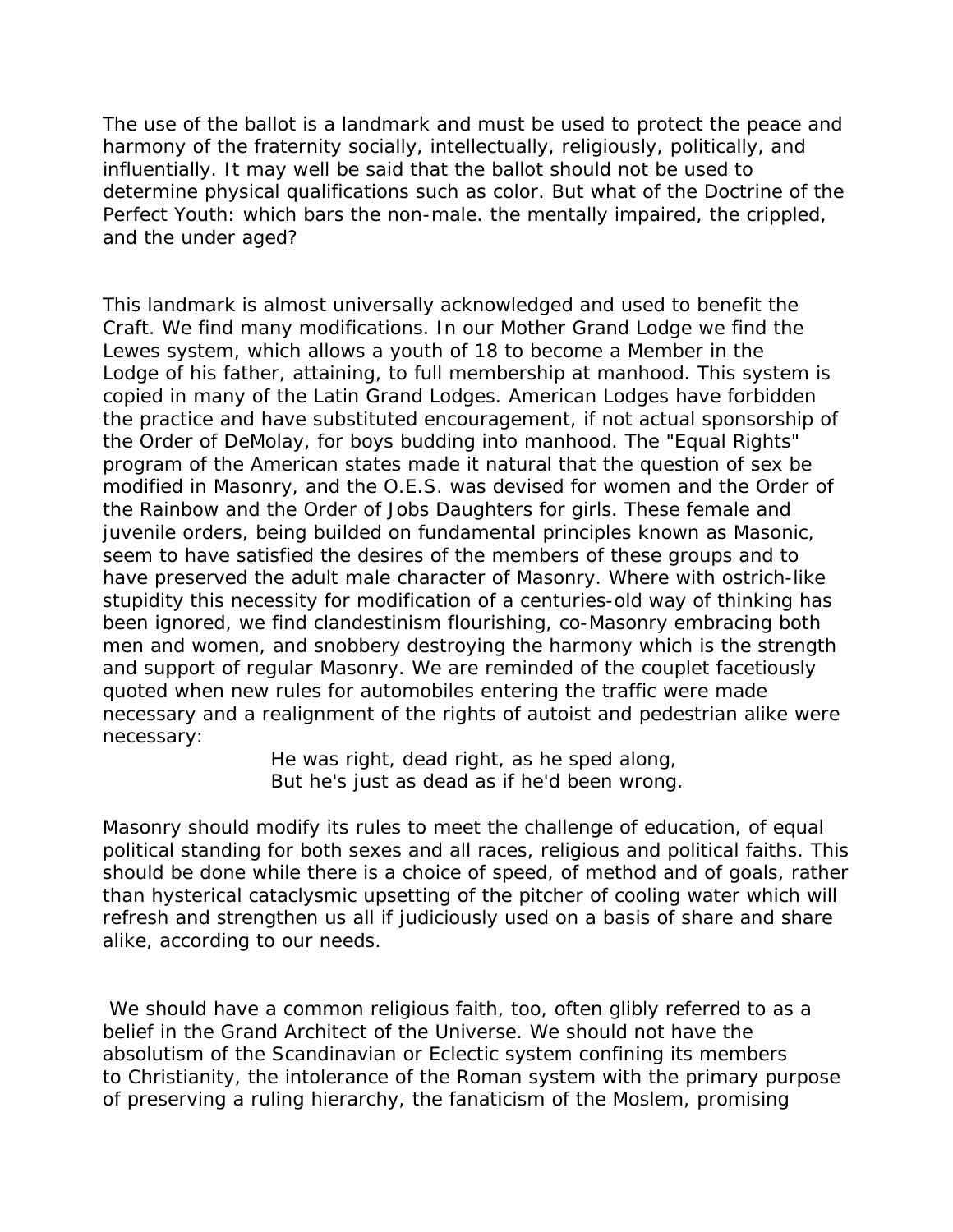The use of the ballot is a landmark and must be used to protect the peace and harmony of the fraternity socially, intellectually, religiously, politically, and influentially. It may well be said that the ballot should not be used to determine physical qualifications such as color. But what of the Doctrine of the Perfect Youth: which bars the non-male. the mentally impaired, the crippled, and the under aged?

This landmark is almost universally acknowledged and used to benefit the Craft. We find many modifications. In our Mother Grand Lodge we find the Lewes system, which allows a youth of 18 to become a Member in the Lodge of his father, attaining, to full membership at manhood. This system is copied in many of the Latin Grand Lodges. American Lodges have forbidden the practice and have substituted encouragement, if not actual sponsorship of the Order of DeMolay, for boys budding into manhood. The "Equal Rights" program of the American states made it natural that the question of sex be modified in Masonry, and the O.E.S. was devised for women and the Order of the Rainbow and the Order of Jobs Daughters for girls. These female and juvenile orders, being builded on fundamental principles known as Masonic, seem to have satisfied the desires of the members of these groups and to have preserved the adult male character of Masonry. Where with ostrich-like stupidity this necessity for modification of a centuries-old way of thinking has been ignored, we find clandestinism flourishing, co-Masonry embracing both men and women, and snobbery destroying the harmony which is the strength and support of regular Masonry. We are reminded of the couplet facetiously quoted when new rules for automobiles entering the traffic were made necessary and a realignment of the rights of autoist and pedestrian alike were necessary:

> He was right, dead right, as he sped along,
> But he's just as dead as if he'd been wrong.

Masonry should modify its rules to meet the challenge of education, of equal political standing for both sexes and all races, religious and political faiths. This should be done while there is a choice of speed, of method and of goals, rather than hysterical cataclysmic upsetting of the pitcher of cooling water which will refresh and strengthen us all if judiciously used on a basis of share and share alike, according to our needs.

We should have a common religious faith, too, often glibly referred to as a belief in the Grand Architect of the Universe. We should not have the absolutism of the Scandinavian or Eclectic system confining its members to Christianity, the intolerance of the Roman system with the primary purpose of preserving a ruling hierarchy, the fanaticism of the Moslem, promising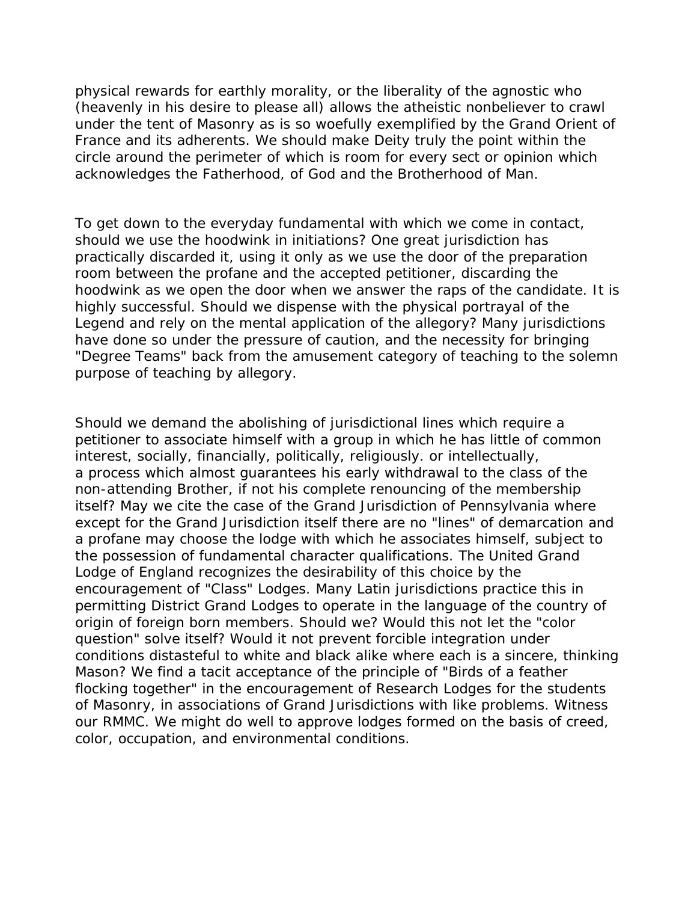physical rewards for earthly morality, or the liberality of the agnostic who (heavenly in his desire to please all) allows the atheistic nonbeliever to crawl under the tent of Masonry as is so woefully exemplified by the Grand Orient of France and its adherents. We should make Deity truly the point within the circle around the perimeter of which is room for every sect or opinion which acknowledges the Fatherhood, of God and the Brotherhood of Man.

To get down to the everyday fundamental with which we come in contact, should we use the hoodwink in initiations? One great jurisdiction has practically discarded it, using it only as we use the door of the preparation room between the profane and the accepted petitioner, discarding the hoodwink as we open the door when we answer the raps of the candidate. It is highly successful. Should we dispense with the physical portrayal of the Legend and rely on the mental application of the allegory? Many jurisdictions have done so under the pressure of caution, and the necessity for bringing "Degree Teams" back from the amusement category of teaching to the solemn purpose of teaching by allegory.

Should we demand the abolishing of jurisdictional lines which require a petitioner to associate himself with a group in which he has little of common interest, socially, financially, politically, religiously. or intellectually, a process which almost guarantees his early withdrawal to the class of the non-attending Brother, if not his complete renouncing of the membership itself? May we cite the case of the Grand Jurisdiction of Pennsylvania where except for the Grand Jurisdiction itself there are no "lines" of demarcation and a profane may choose the lodge with which he associates himself, subject to the possession of fundamental character qualifications. The United Grand Lodge of England recognizes the desirability of this choice by the encouragement of "Class" Lodges. Many Latin jurisdictions practice this in permitting District Grand Lodges to operate in the language of the country of origin of foreign born members. Should we? Would this not let the "color question" solve itself? Would it not prevent forcible integration under conditions distasteful to white and black alike where each is a sincere, thinking Mason? We find a tacit acceptance of the principle of "Birds of a feather flocking together" in the encouragement of Research Lodges for the students of Masonry, in associations of Grand Jurisdictions with like problems. Witness our RMMC. We might do well to approve lodges formed on the basis of creed, color, occupation, and environmental conditions.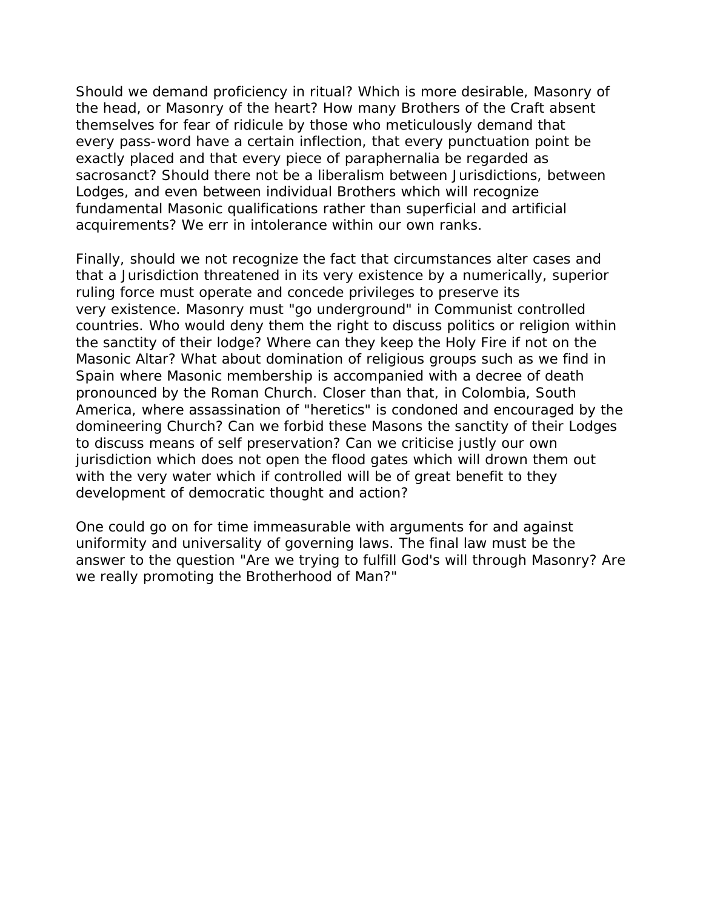Should we demand proficiency in ritual? Which is more desirable, Masonry of the head, or Masonry of the heart? How many Brothers of the Craft absent themselves for fear of ridicule by those who meticulously demand that every pass-word have a certain inflection, that every punctuation point be exactly placed and that every piece of paraphernalia be regarded as sacrosanct? Should there not be a liberalism between Jurisdictions, between Lodges, and even between individual Brothers which will recognize fundamental Masonic qualifications rather than superficial and artificial acquirements? We err in intolerance within our own ranks.

Finally, should we not recognize the fact that circumstances alter cases and that a Jurisdiction threatened in its very existence by a numerically, superior ruling force must operate and concede privileges to preserve its very existence. Masonry must "go underground" in Communist controlled countries. Who would deny them the right to discuss politics or religion within the sanctity of their lodge? Where can they keep the Holy Fire if not on the Masonic Altar? What about domination of religious groups such as we find in Spain where Masonic membership is accompanied with a decree of death pronounced by the Roman Church. Closer than that, in Colombia, South America, where assassination of "heretics" is condoned and encouraged by the domineering Church? Can we forbid these Masons the sanctity of their Lodges to discuss means of self preservation? Can we criticise justly our own jurisdiction which does not open the flood gates which will drown them out with the very water which if controlled will be of great benefit to they development of democratic thought and action?

One could go on for time immeasurable with arguments for and against uniformity and universality of governing laws. The final law must be the answer to the question "Are we trying to fulfill God's will through Masonry? Are we really promoting the Brotherhood of Man?"